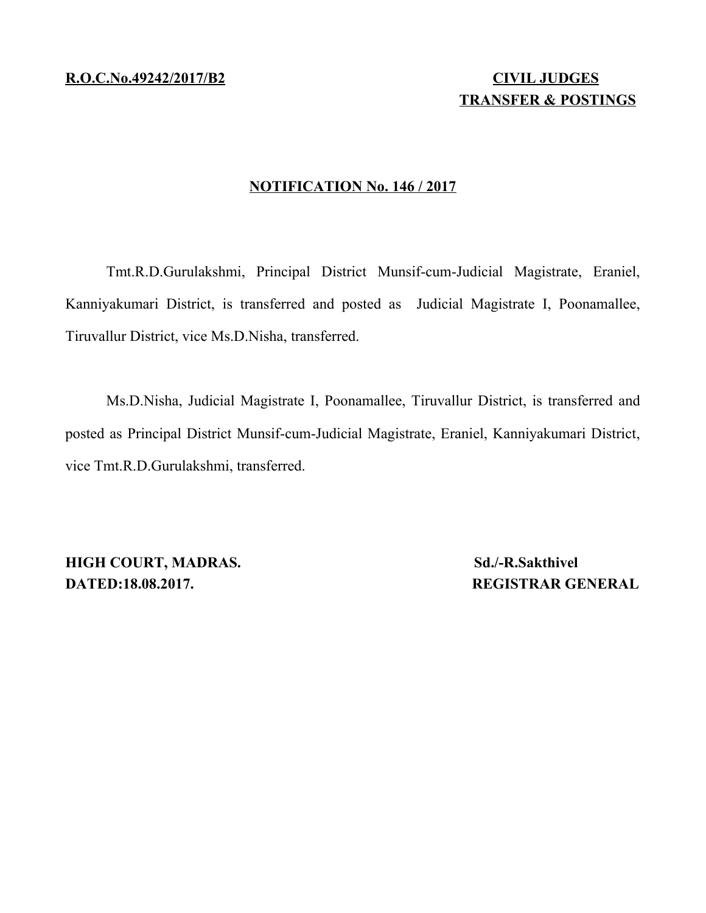**R.O.C.No.49242/2017/B2**

**CIVIL JUDGES**
**TRANSFER & POSTINGS**

## NOTIFICATION No. 146 / 2017

Tmt.R.D.Gurulakshmi, Principal District Munsif-cum-Judicial Magistrate, Eraniel, Kanniyakumari District, is transferred and posted as Judicial Magistrate I, Poonamallee, Tiruvallur District, vice Ms.D.Nisha, transferred.

Ms.D.Nisha, Judicial Magistrate I, Poonamallee, Tiruvallur District, is transferred and posted as Principal District Munsif-cum-Judicial Magistrate, Eraniel, Kanniyakumari District, vice Tmt.R.D.Gurulakshmi, transferred.

**HIGH COURT, MADRAS.**
**DATED:18.08.2017.**

**Sd./-R.Sakthivel**
**REGISTRAR GENERAL**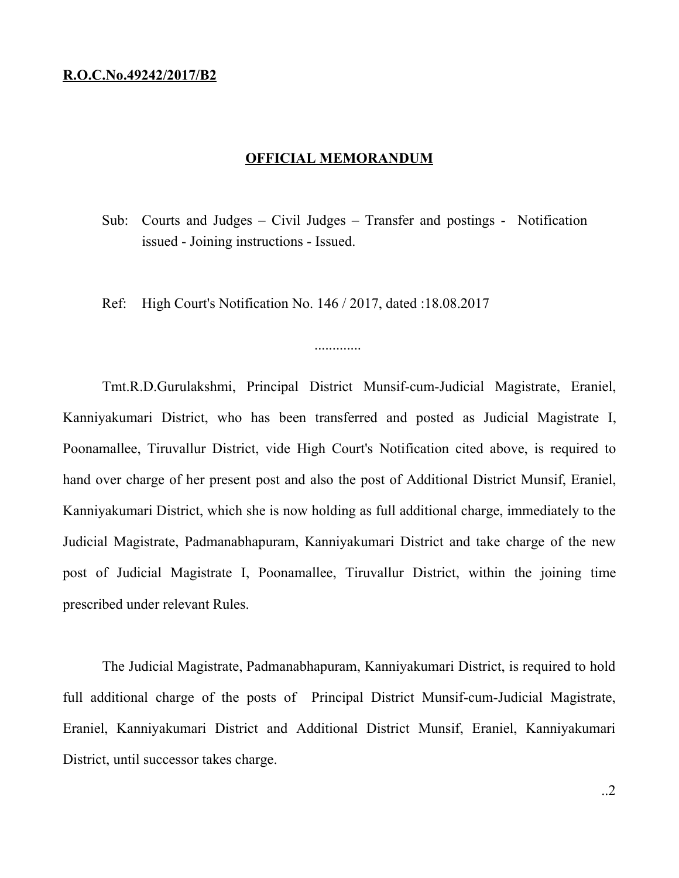**R.O.C.No.49242/2017/B2**

**OFFICIAL MEMORANDUM**

Sub: Courts and Judges – Civil Judges – Transfer and postings - Notification issued - Joining instructions - Issued.

Ref: High Court's Notification No. 146 / 2017, dated :18.08.2017

.............

Tmt.R.D.Gurulakshmi, Principal District Munsif-cum-Judicial Magistrate, Eraniel, Kanniyakumari District, who has been transferred and posted as Judicial Magistrate I, Poonamallee, Tiruvallur District, vide High Court's Notification cited above, is required to hand over charge of her present post and also the post of Additional District Munsif, Eraniel, Kanniyakumari District, which she is now holding as full additional charge, immediately to the Judicial Magistrate, Padmanabhapuram, Kanniyakumari District and take charge of the new post of Judicial Magistrate I, Poonamallee, Tiruvallur District, within the joining time prescribed under relevant Rules.

The Judicial Magistrate, Padmanabhapuram, Kanniyakumari District, is required to hold full additional charge of the posts of Principal District Munsif-cum-Judicial Magistrate, Eraniel, Kanniyakumari District and Additional District Munsif, Eraniel, Kanniyakumari District, until successor takes charge.

..2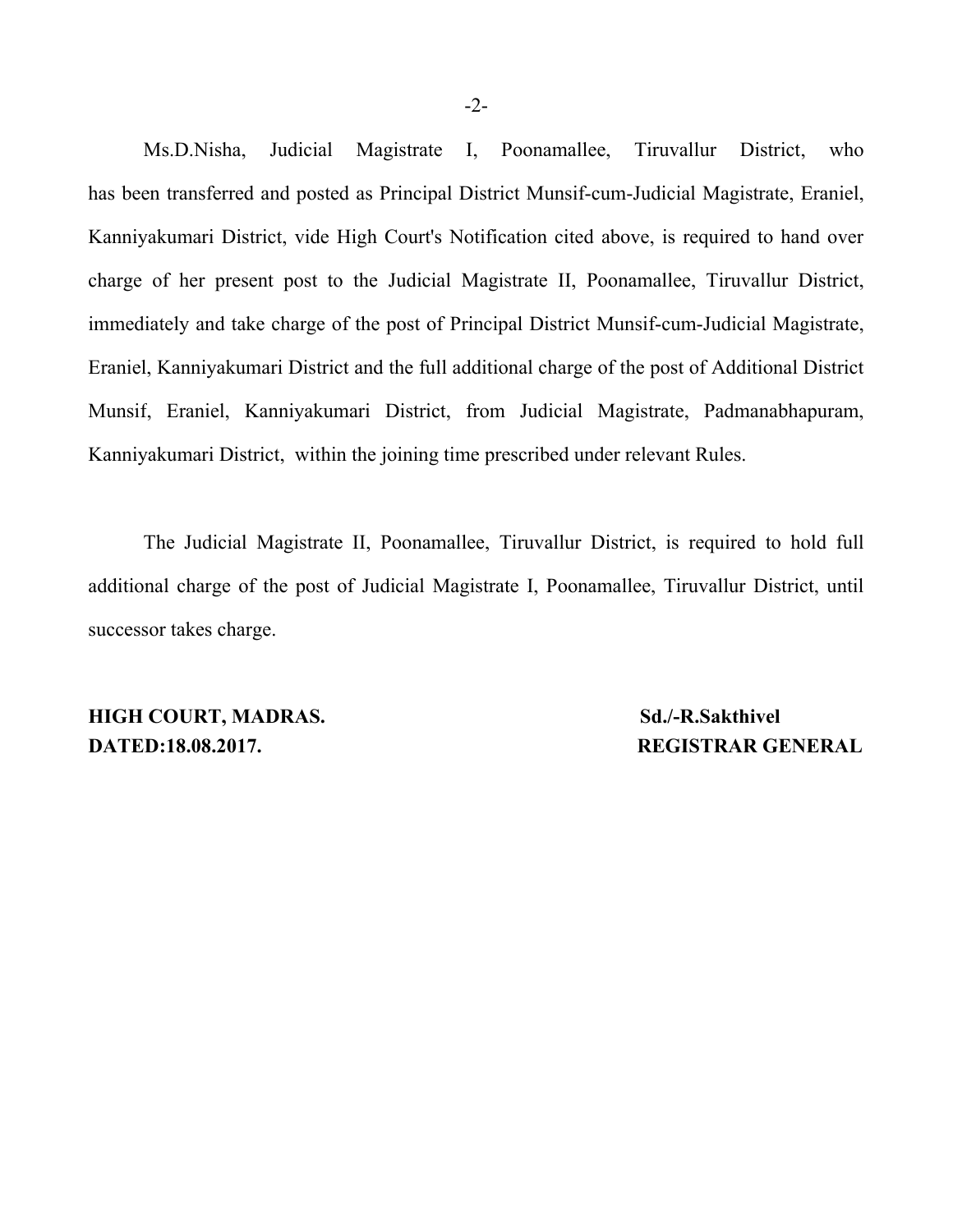Ms.D.Nisha, Judicial Magistrate I, Poonamallee, Tiruvallur District, who has been transferred and posted as Principal District Munsif-cum-Judicial Magistrate, Eraniel, Kanniyakumari District, vide High Court's Notification cited above, is required to hand over charge of her present post to the Judicial Magistrate II, Poonamallee, Tiruvallur District, immediately and take charge of the post of Principal District Munsif-cum-Judicial Magistrate, Eraniel, Kanniyakumari District and the full additional charge of the post of Additional District Munsif, Eraniel, Kanniyakumari District, from Judicial Magistrate, Padmanabhapuram, Kanniyakumari District, within the joining time prescribed under relevant Rules.

The Judicial Magistrate II, Poonamallee, Tiruvallur District, is required to hold full additional charge of the post of Judicial Magistrate I, Poonamallee, Tiruvallur District, until successor takes charge.

**HIGH COURT, MADRAS.**
**DATED:18.08.2017.**

**Sd./-R.Sakthivel**
**REGISTRAR GENERAL**